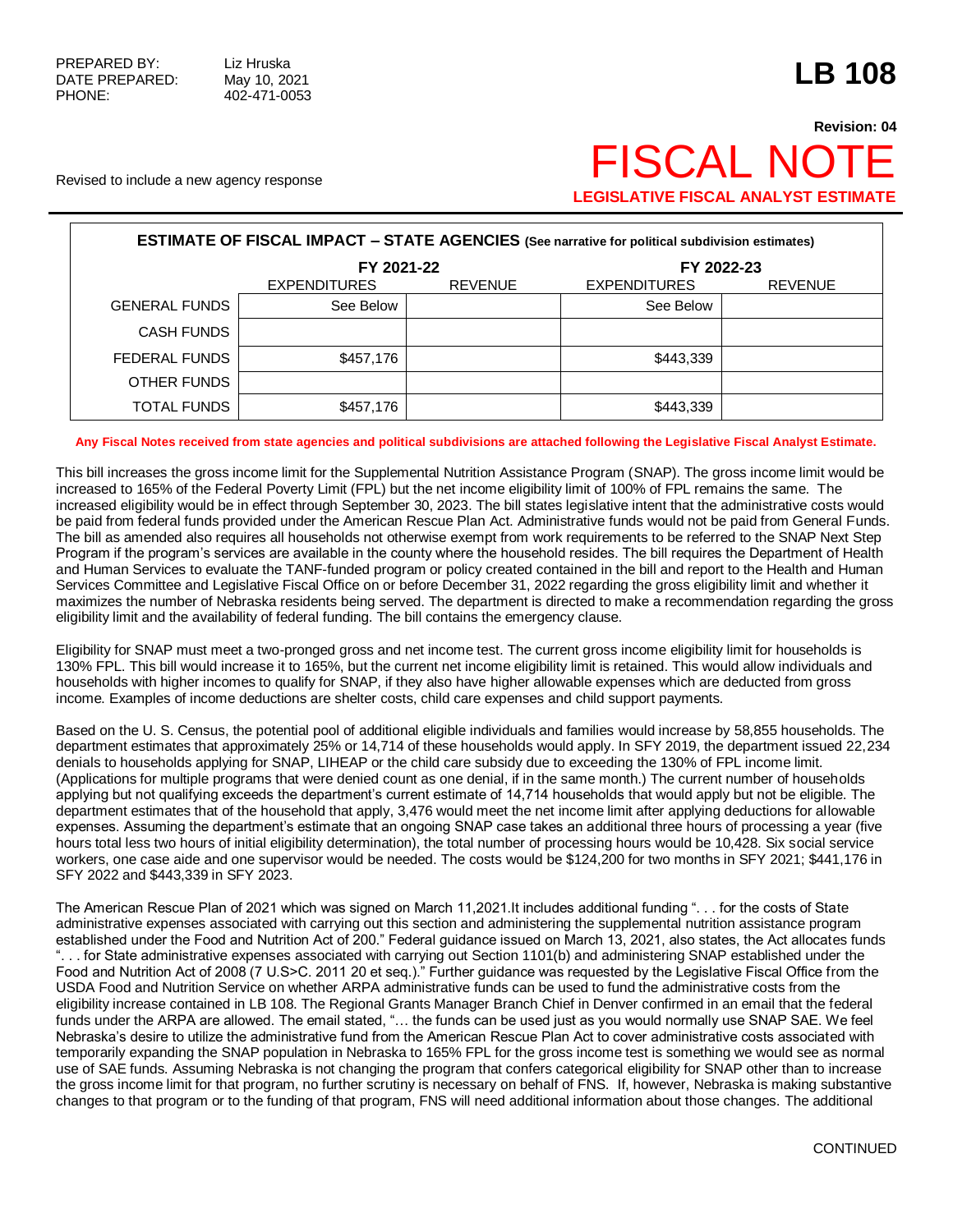PREPARED BY: Liz Hruska
DATE PREPARED: May 10, 2021
PHONE: 402-471-0053

# LB 108

**Revision: 04**

# FISCAL NOTE

**LEGISLATIVE FISCAL ANALYST ESTIMATE**

Revised to include a new agency response

| ESTIMATE OF FISCAL IMPACT – STATE AGENCIES (See narrative for political subdivision estimates) | FY 2021-22 | | FY 2022-23 | |
|---|---|---|---|---|
| | EXPENDITURES | REVENUE | EXPENDITURES | REVENUE |
| GENERAL FUNDS | See Below | | See Below | |
| CASH FUNDS | | | | |
| FEDERAL FUNDS | $457,176 | | $443,339 | |
| OTHER FUNDS | | | | |
| TOTAL FUNDS | $457,176 | | $443,339 | |

**Any Fiscal Notes received from state agencies and political subdivisions are attached following the Legislative Fiscal Analyst Estimate.**

This bill increases the gross income limit for the Supplemental Nutrition Assistance Program (SNAP). The gross income limit would be increased to 165% of the Federal Poverty Limit (FPL) but the net income eligibility limit of 100% of FPL remains the same. The increased eligibility would be in effect through September 30, 2023. The bill states legislative intent that the administrative costs would be paid from federal funds provided under the American Rescue Plan Act. Administrative funds would not be paid from General Funds. The bill as amended also requires all households not otherwise exempt from work requirements to be referred to the SNAP Next Step Program if the program's services are available in the county where the household resides. The bill requires the Department of Health and Human Services to evaluate the TANF-funded program or policy created contained in the bill and report to the Health and Human Services Committee and Legislative Fiscal Office on or before December 31, 2022 regarding the gross eligibility limit and whether it maximizes the number of Nebraska residents being served. The department is directed to make a recommendation regarding the gross eligibility limit and the availability of federal funding. The bill contains the emergency clause.

Eligibility for SNAP must meet a two-pronged gross and net income test. The current gross income eligibility limit for households is 130% FPL. This bill would increase it to 165%, but the current net income eligibility limit is retained. This would allow individuals and households with higher incomes to qualify for SNAP, if they also have higher allowable expenses which are deducted from gross income. Examples of income deductions are shelter costs, child care expenses and child support payments.

Based on the U. S. Census, the potential pool of additional eligible individuals and families would increase by 58,855 households. The department estimates that approximately 25% or 14,714 of these households would apply. In SFY 2019, the department issued 22,234 denials to households applying for SNAP, LIHEAP or the child care subsidy due to exceeding the 130% of FPL income limit. (Applications for multiple programs that were denied count as one denial, if in the same month.) The current number of households applying but not qualifying exceeds the department's current estimate of 14,714 households that would apply but not be eligible. The department estimates that of the household that apply, 3,476 would meet the net income limit after applying deductions for allowable expenses. Assuming the department's estimate that an ongoing SNAP case takes an additional three hours of processing a year (five hours total less two hours of initial eligibility determination), the total number of processing hours would be 10,428. Six social service workers, one case aide and one supervisor would be needed. The costs would be $124,200 for two months in SFY 2021; $441,176 in SFY 2022 and $443,339 in SFY 2023.

The American Rescue Plan of 2021 which was signed on March 11,2021.It includes additional funding ". . . for the costs of State administrative expenses associated with carrying out this section and administering the supplemental nutrition assistance program established under the Food and Nutrition Act of 200." Federal guidance issued on March 13, 2021, also states, the Act allocates funds ". . . for State administrative expenses associated with carrying out Section 1101(b) and administering SNAP established under the Food and Nutrition Act of 2008 (7 U.S>C. 2011 20 et seq.)." Further guidance was requested by the Legislative Fiscal Office from the USDA Food and Nutrition Service on whether ARPA administrative funds can be used to fund the administrative costs from the eligibility increase contained in LB 108. The Regional Grants Manager Branch Chief in Denver confirmed in an email that the federal funds under the ARPA are allowed. The email stated, "… the funds can be used just as you would normally use SNAP SAE. We feel Nebraska's desire to utilize the administrative fund from the American Rescue Plan Act to cover administrative costs associated with temporarily expanding the SNAP population in Nebraska to 165% FPL for the gross income test is something we would see as normal use of SAE funds. Assuming Nebraska is not changing the program that confers categorical eligibility for SNAP other than to increase the gross income limit for that program, no further scrutiny is necessary on behalf of FNS. If, however, Nebraska is making substantive changes to that program or to the funding of that program, FNS will need additional information about those changes. The additional

CONTINUED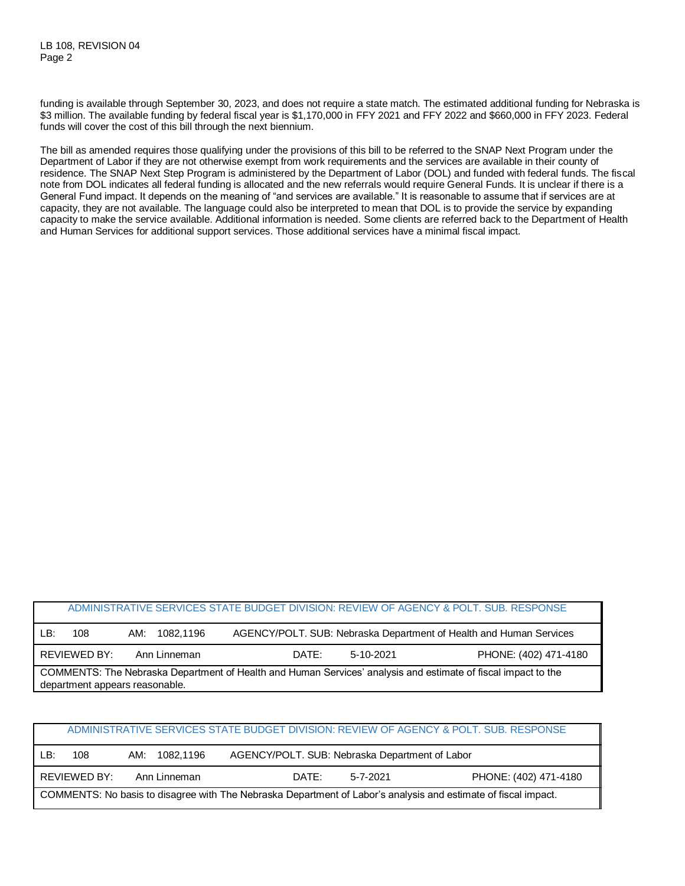funding is available through September 30, 2023, and does not require a state match. The estimated additional funding for Nebraska is $3 million. The available funding by federal fiscal year is $1,170,000 in FFY 2021 and FFY 2022 and $660,000 in FFY 2023. Federal funds will cover the cost of this bill through the next biennium.

The bill as amended requires those qualifying under the provisions of this bill to be referred to the SNAP Next Program under the Department of Labor if they are not otherwise exempt from work requirements and the services are available in their county of residence. The SNAP Next Step Program is administered by the Department of Labor (DOL) and funded with federal funds. The fiscal note from DOL indicates all federal funding is allocated and the new referrals would require General Funds. It is unclear if there is a General Fund impact. It depends on the meaning of "and services are available." It is reasonable to assume that if services are at capacity, they are not available. The language could also be interpreted to mean that DOL is to provide the service by expanding capacity to make the service available. Additional information is needed. Some clients are referred back to the Department of Health and Human Services for additional support services. Those additional services have a minimal fiscal impact.

| ADMINISTRATIVE SERVICES STATE BUDGET DIVISION: REVIEW OF AGENCY & POLT. SUB. RESPONSE | | | |
|---|---|---|---|
| LB: 108 | AM: 1082,1196 | AGENCY/POLT. SUB: Nebraska Department of Health and Human Services | |
| REVIEWED BY: Ann Linneman | | DATE: 5-10-2021 | PHONE: (402) 471-4180 |
| COMMENTS: The Nebraska Department of Health and Human Services' analysis and estimate of fiscal impact to the department appears reasonable. | | | |

| ADMINISTRATIVE SERVICES STATE BUDGET DIVISION: REVIEW OF AGENCY & POLT. SUB. RESPONSE | | | |
|---|---|---|---|
| LB: 108 | AM: 1082,1196 | AGENCY/POLT. SUB: Nebraska Department of Labor | |
| REVIEWED BY: Ann Linneman | | DATE: 5-7-2021 | PHONE: (402) 471-4180 |
| COMMENTS: No basis to disagree with The Nebraska Department of Labor's analysis and estimate of fiscal impact. | | | |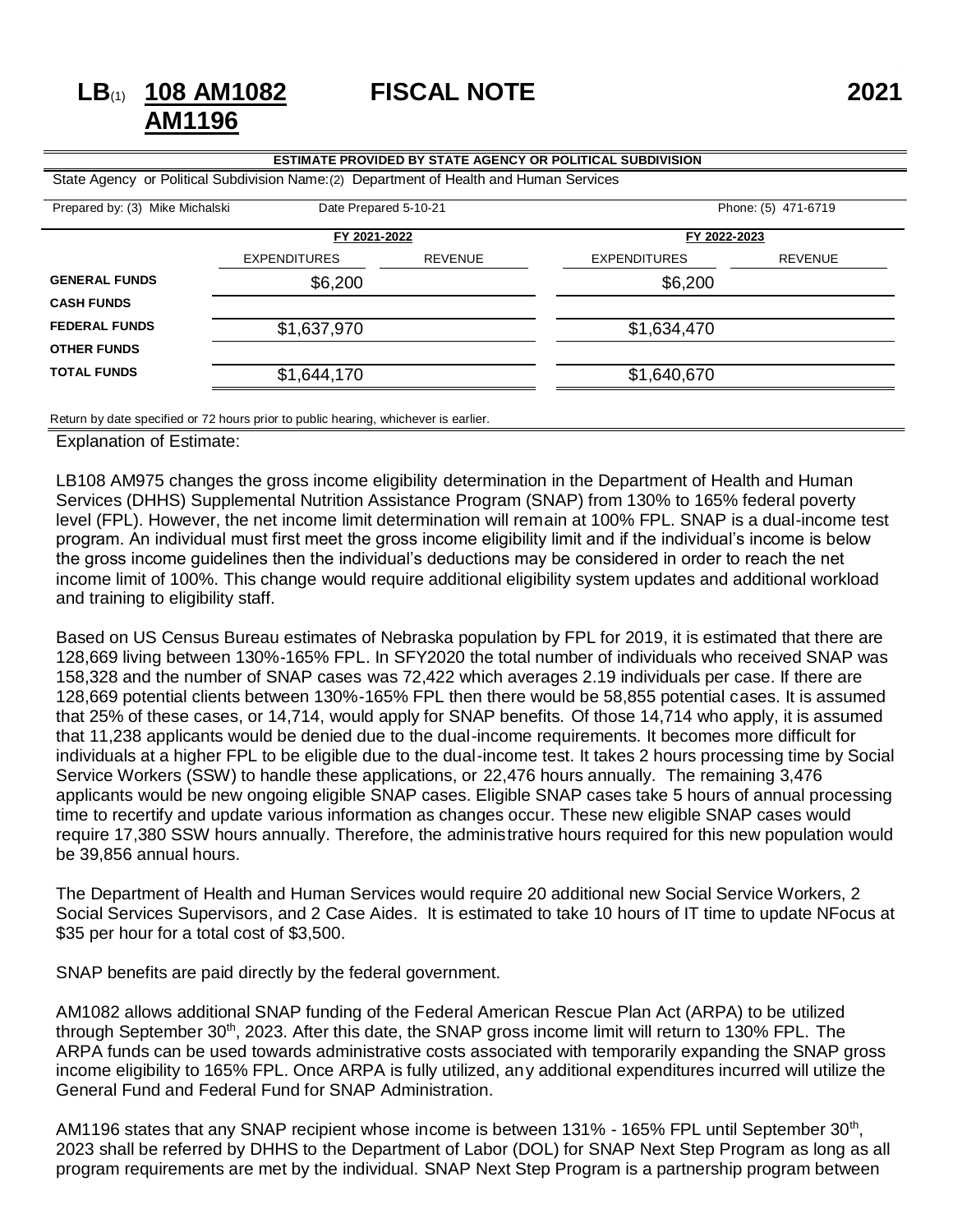# LB(1) 108 AM1082 AM1196 FISCAL NOTE 2021

**ESTIMATE PROVIDED BY STATE AGENCY OR POLITICAL SUBDIVISION**

State Agency or Political Subdivision Name:(2) Department of Health and Human Services

Prepared by: (3) Mike Michalski    Date Prepared 5-10-21    Phone: (5) 471-6719

| | FY 2021-2022 | | FY 2022-2023 | |
|---|---|---|---|---|
| | EXPENDITURES | REVENUE | EXPENDITURES | REVENUE |
| **GENERAL FUNDS** | $6,200 | | $6,200 | |
| **CASH FUNDS** | | | | |
| **FEDERAL FUNDS** | $1,637,970 | | $1,634,470 | |
| **OTHER FUNDS** | | | | |
| **TOTAL FUNDS** | $1,644,170 | | $1,640,670 | |

Return by date specified or 72 hours prior to public hearing, whichever is earlier.

Explanation of Estimate:

LB108 AM975 changes the gross income eligibility determination in the Department of Health and Human Services (DHHS) Supplemental Nutrition Assistance Program (SNAP) from 130% to 165% federal poverty level (FPL). However, the net income limit determination will remain at 100% FPL. SNAP is a dual-income test program. An individual must first meet the gross income eligibility limit and if the individual's income is below the gross income guidelines then the individual's deductions may be considered in order to reach the net income limit of 100%. This change would require additional eligibility system updates and additional workload and training to eligibility staff.

Based on US Census Bureau estimates of Nebraska population by FPL for 2019, it is estimated that there are 128,669 living between 130%-165% FPL. In SFY2020 the total number of individuals who received SNAP was 158,328 and the number of SNAP cases was 72,422 which averages 2.19 individuals per case. If there are 128,669 potential clients between 130%-165% FPL then there would be 58,855 potential cases. It is assumed that 25% of these cases, or 14,714, would apply for SNAP benefits. Of those 14,714 who apply, it is assumed that 11,238 applicants would be denied due to the dual-income requirements. It becomes more difficult for individuals at a higher FPL to be eligible due to the dual-income test. It takes 2 hours processing time by Social Service Workers (SSW) to handle these applications, or 22,476 hours annually. The remaining 3,476 applicants would be new ongoing eligible SNAP cases. Eligible SNAP cases take 5 hours of annual processing time to recertify and update various information as changes occur. These new eligible SNAP cases would require 17,380 SSW hours annually. Therefore, the administrative hours required for this new population would be 39,856 annual hours.

The Department of Health and Human Services would require 20 additional new Social Service Workers, 2 Social Services Supervisors, and 2 Case Aides. It is estimated to take 10 hours of IT time to update NFocus at $35 per hour for a total cost of $3,500.

SNAP benefits are paid directly by the federal government.

AM1082 allows additional SNAP funding of the Federal American Rescue Plan Act (ARPA) to be utilized through September 30th, 2023. After this date, the SNAP gross income limit will return to 130% FPL. The ARPA funds can be used towards administrative costs associated with temporarily expanding the SNAP gross income eligibility to 165% FPL. Once ARPA is fully utilized, any additional expenditures incurred will utilize the General Fund and Federal Fund for SNAP Administration.

AM1196 states that any SNAP recipient whose income is between 131% - 165% FPL until September 30th, 2023 shall be referred by DHHS to the Department of Labor (DOL) for SNAP Next Step Program as long as all program requirements are met by the individual. SNAP Next Step Program is a partnership program between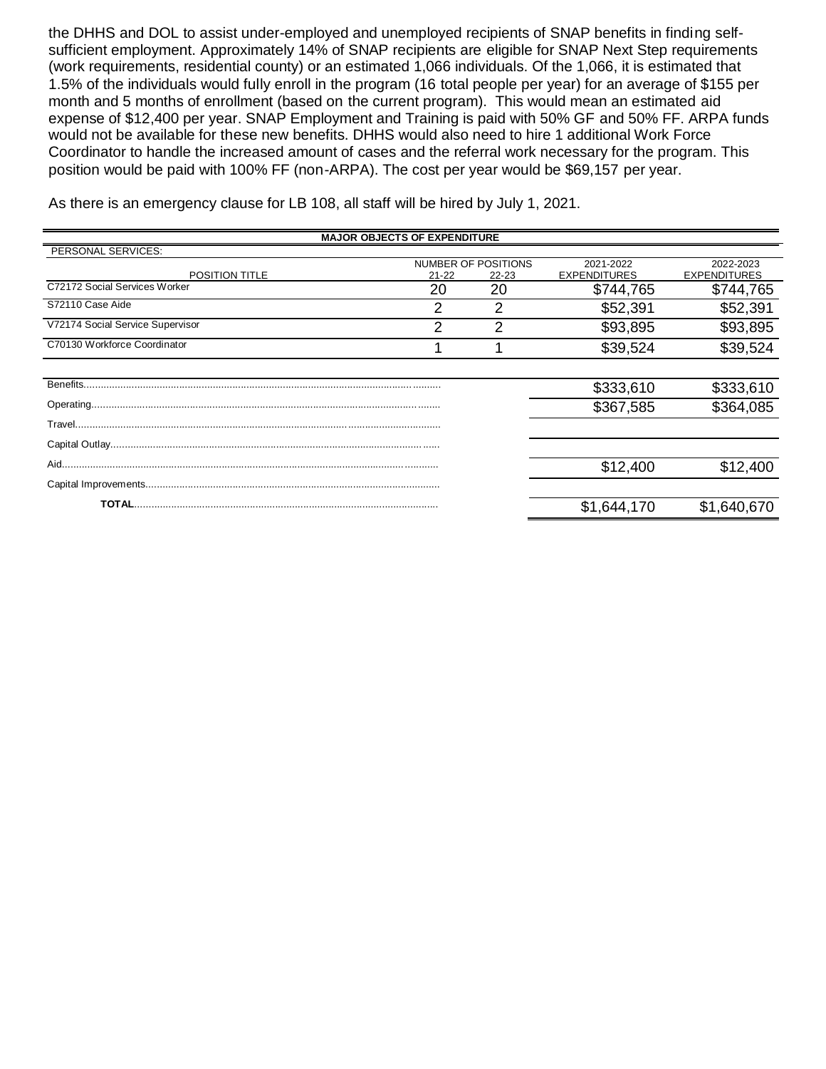the DHHS and DOL to assist under-employed and unemployed recipients of SNAP benefits in finding self-sufficient employment. Approximately 14% of SNAP recipients are eligible for SNAP Next Step requirements (work requirements, residential county) or an estimated 1,066 individuals. Of the 1,066, it is estimated that 1.5% of the individuals would fully enroll in the program (16 total people per year) for an average of $155 per month and 5 months of enrollment (based on the current program). This would mean an estimated aid expense of $12,400 per year. SNAP Employment and Training is paid with 50% GF and 50% FF. ARPA funds would not be available for these new benefits. DHHS would also need to hire 1 additional Work Force Coordinator to handle the increased amount of cases and the referral work necessary for the program. This position would be paid with 100% FF (non-ARPA). The cost per year would be $69,157 per year.

As there is an emergency clause for LB 108, all staff will be hired by July 1, 2021.

**MAJOR OBJECTS OF EXPENDITURE**

| PERSONAL SERVICES: | NUMBER OF POSITIONS | | 2021-2022 | 2022-2023 |
|---|---|---|---|---|
| POSITION TITLE | 21-22 | 22-23 | EXPENDITURES | EXPENDITURES |
| C72172 Social Services Worker | 20 | 20 | $744,765 | $744,765 |
| S72110 Case Aide | 2 | 2 | $52,391 | $52,391 |
| V72174 Social Service Supervisor | 2 | 2 | $93,895 | $93,895 |
| C70130 Workforce Coordinator | 1 | 1 | $39,524 | $39,524 |
| Benefits | | | $333,610 | $333,610 |
| Operating | | | $367,585 | $364,085 |
| Travel | | | | |
| Capital Outlay | | | | |
| Aid | | | $12,400 | $12,400 |
| Capital Improvements | | | | |
| **TOTAL** | | | $1,644,170 | $1,640,670 |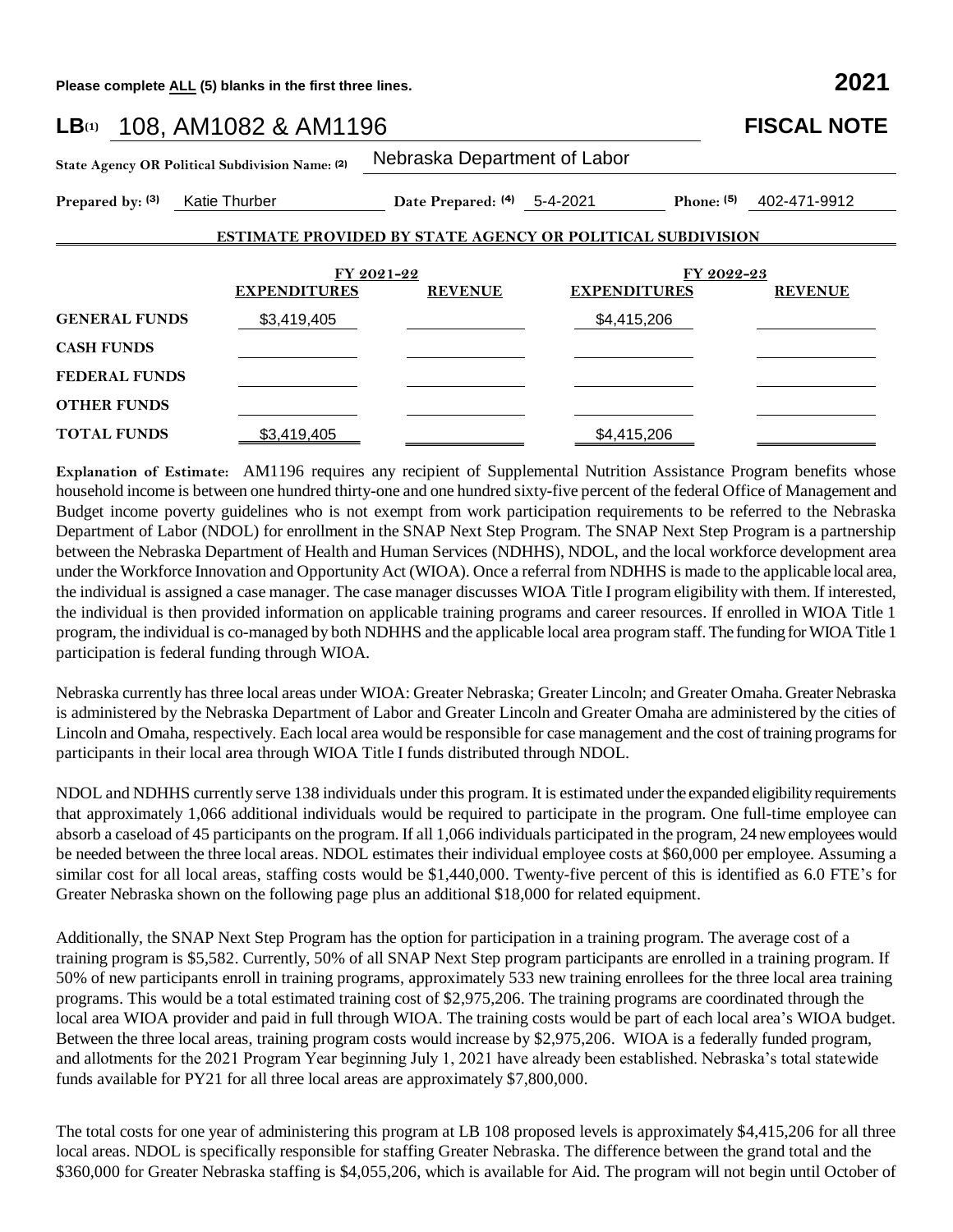**Please complete ALL (5) blanks in the first three lines.** **2021**

# LB(1) 108, AM1082 & AM1196 FISCAL NOTE

**State Agency OR Political Subdivision Name: (2)** Nebraska Department of Labor

**Prepared by: (3)** Katie Thurber **Date Prepared: (4)** 5-4-2021 **Phone: (5)** 402-471-9912

**ESTIMATE PROVIDED BY STATE AGENCY OR POLITICAL SUBDIVISION**

| | FY 2021-22 | | FY 2022-23 | |
|---|---|---|---|---|
| | **EXPENDITURES** | **REVENUE** | **EXPENDITURES** | **REVENUE** |
| **GENERAL FUNDS** | $3,419,405 | | $4,415,206 | |
| **CASH FUNDS** | | | | |
| **FEDERAL FUNDS** | | | | |
| **OTHER FUNDS** | | | | |
| **TOTAL FUNDS** | $3,419,405 | | $4,415,206 | |

**Explanation of Estimate:** AM1196 requires any recipient of Supplemental Nutrition Assistance Program benefits whose household income is between one hundred thirty-one and one hundred sixty-five percent of the federal Office of Management and Budget income poverty guidelines who is not exempt from work participation requirements to be referred to the Nebraska Department of Labor (NDOL) for enrollment in the SNAP Next Step Program. The SNAP Next Step Program is a partnership between the Nebraska Department of Health and Human Services (NDHHS), NDOL, and the local workforce development area under the Workforce Innovation and Opportunity Act (WIOA). Once a referral from NDHHS is made to the applicable local area, the individual is assigned a case manager. The case manager discusses WIOA Title I program eligibility with them. If interested, the individual is then provided information on applicable training programs and career resources. If enrolled in WIOA Title 1 program, the individual is co-managed by both NDHHS and the applicable local area program staff. The funding for WIOA Title 1 participation is federal funding through WIOA.

Nebraska currently has three local areas under WIOA: Greater Nebraska; Greater Lincoln; and Greater Omaha. Greater Nebraska is administered by the Nebraska Department of Labor and Greater Lincoln and Greater Omaha are administered by the cities of Lincoln and Omaha, respectively. Each local area would be responsible for case management and the cost of training programs for participants in their local area through WIOA Title I funds distributed through NDOL.

NDOL and NDHHS currently serve 138 individuals under this program. It is estimated under the expanded eligibility requirements that approximately 1,066 additional individuals would be required to participate in the program. One full-time employee can absorb a caseload of 45 participants on the program. If all 1,066 individuals participated in the program, 24 new employees would be needed between the three local areas. NDOL estimates their individual employee costs at $60,000 per employee. Assuming a similar cost for all local areas, staffing costs would be $1,440,000. Twenty-five percent of this is identified as 6.0 FTE's for Greater Nebraska shown on the following page plus an additional $18,000 for related equipment.

Additionally, the SNAP Next Step Program has the option for participation in a training program. The average cost of a training program is $5,582. Currently, 50% of all SNAP Next Step program participants are enrolled in a training program. If 50% of new participants enroll in training programs, approximately 533 new training enrollees for the three local area training programs. This would be a total estimated training cost of $2,975,206. The training programs are coordinated through the local area WIOA provider and paid in full through WIOA. The training costs would be part of each local area's WIOA budget. Between the three local areas, training program costs would increase by $2,975,206. WIOA is a federally funded program, and allotments for the 2021 Program Year beginning July 1, 2021 have already been established. Nebraska's total statewide funds available for PY21 for all three local areas are approximately $7,800,000.

The total costs for one year of administering this program at LB 108 proposed levels is approximately $4,415,206 for all three local areas. NDOL is specifically responsible for staffing Greater Nebraska. The difference between the grand total and the $360,000 for Greater Nebraska staffing is $4,055,206, which is available for Aid. The program will not begin until October of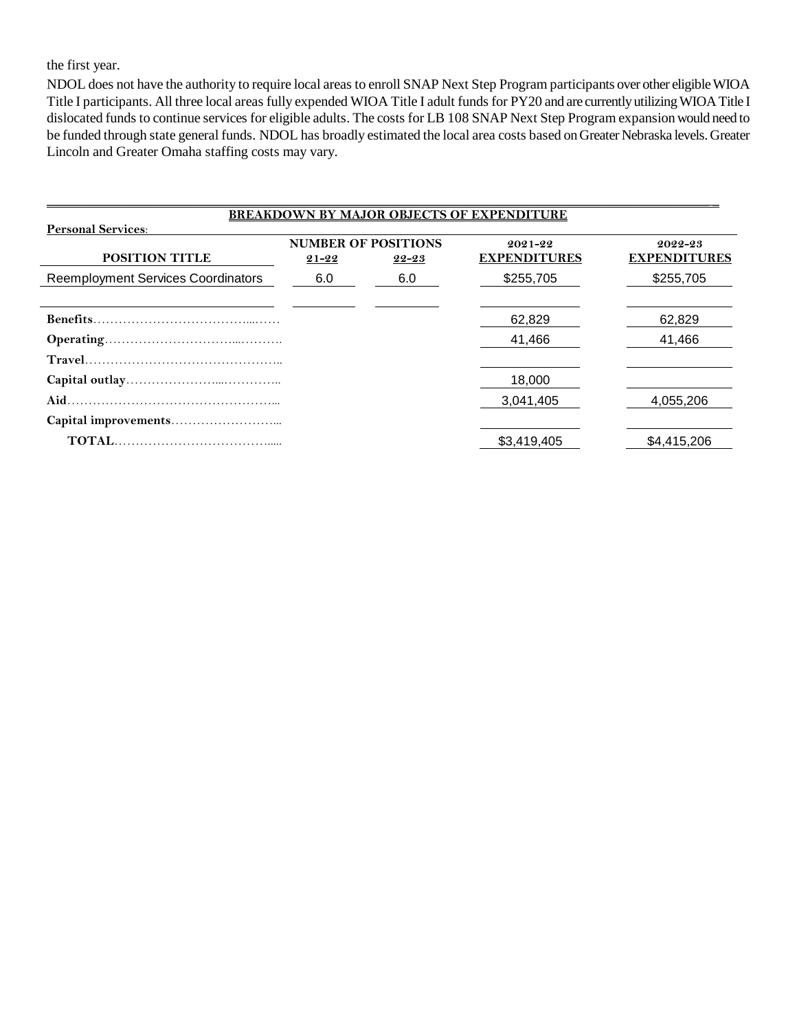the first year.

NDOL does not have the authority to require local areas to enroll SNAP Next Step Program participants over other eligible WIOA Title I participants. All three local areas fully expended WIOA Title I adult funds for PY20 and are currently utilizing WIOA Title I dislocated funds to continue services for eligible adults. The costs for LB 108 SNAP Next Step Program expansion would need to be funded through state general funds. NDOL has broadly estimated the local area costs based on Greater Nebraska levels. Greater Lincoln and Greater Omaha staffing costs may vary.

**BREAKDOWN BY MAJOR OBJECTS OF EXPENDITURE**

**Personal Services**:

| POSITION TITLE | NUMBER OF POSITIONS 21-22 | 22-23 | 2021-22 EXPENDITURES | 2022-23 EXPENDITURES |
|---|---|---|---|---|
| Reemployment Services Coordinators | 6.0 | 6.0 | $255,705 | $255,705 |
| | | | | |
| **Benefits** | | | 62,829 | 62,829 |
| **Operating** | | | 41,466 | 41,466 |
| **Travel** | | | | |
| **Capital outlay** | | | 18,000 | |
| **Aid** | | | 3,041,405 | 4,055,206 |
| **Capital improvements** | | | | |
| **TOTAL** | | | $3,419,405 | $4,415,206 |